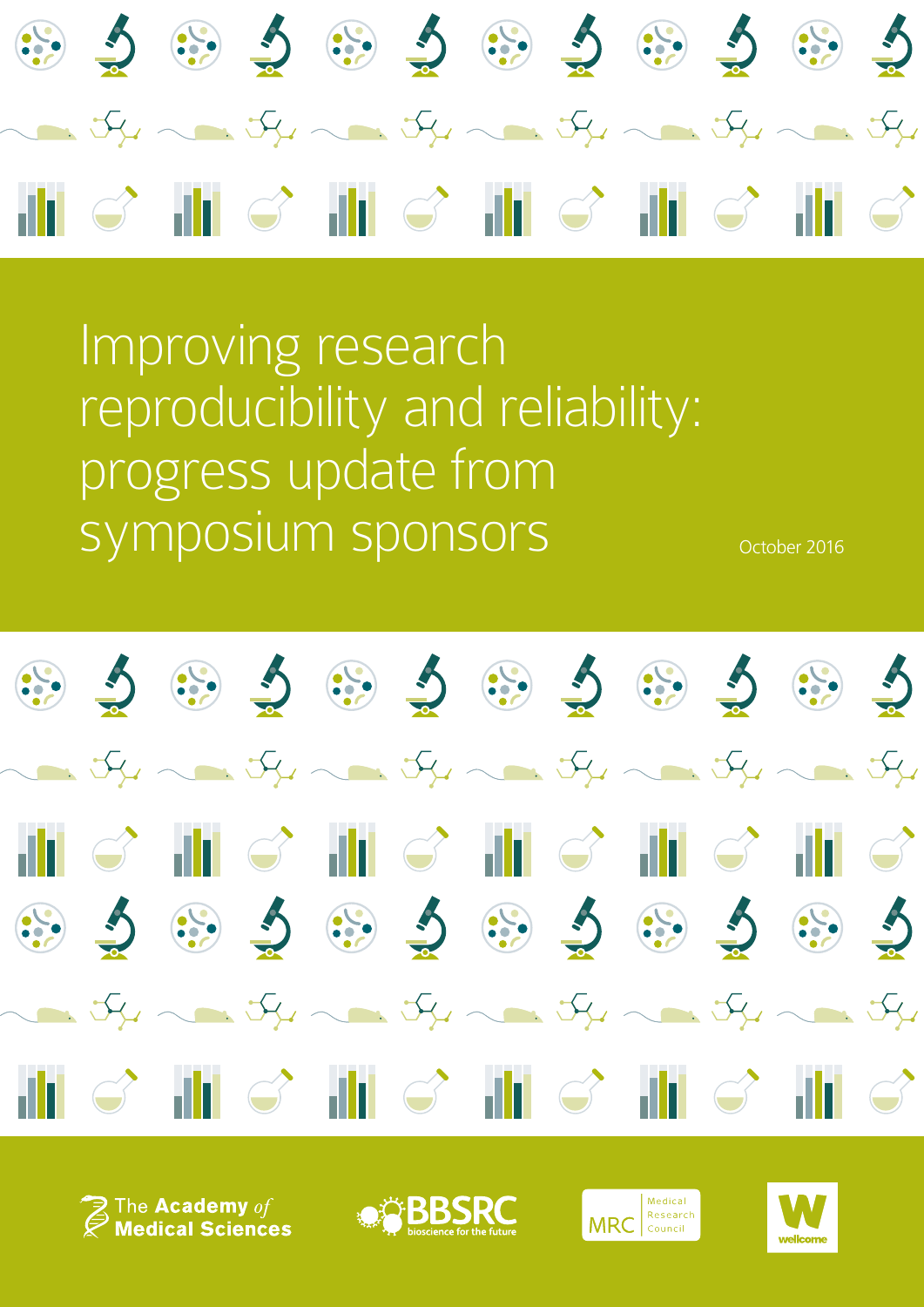# Improving research reproducibility and reliability: progress update from symposium sponsors

October 2016

The Academy of Medical Sciences

BBSRC bioscience for the future

MRC Medical Research Council

wellcome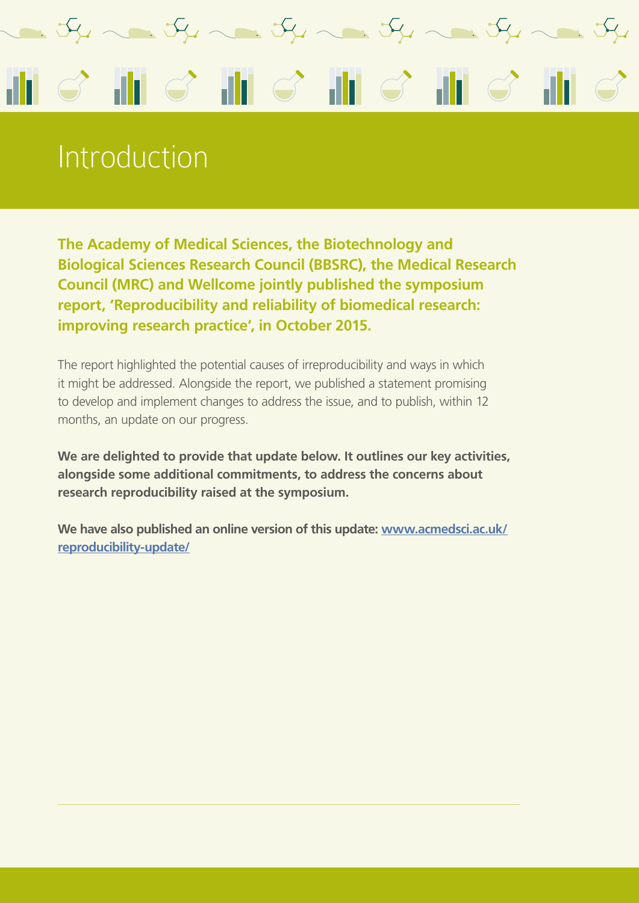# Introduction

**The Academy of Medical Sciences, the Biotechnology and Biological Sciences Research Council (BBSRC), the Medical Research Council (MRC) and Wellcome jointly published the symposium report, 'Reproducibility and reliability of biomedical research: improving research practice', in October 2015.**

The report highlighted the potential causes of irreproducibility and ways in which it might be addressed. Alongside the report, we published a statement promising to develop and implement changes to address the issue, and to publish, within 12 months, an update on our progress.

**We are delighted to provide that update below. It outlines our key activities, alongside some additional commitments, to address the concerns about research reproducibility raised at the symposium.**

**We have also published an online version of this update: [www.acmedsci.ac.uk/reproducibility-update/](www.acmedsci.ac.uk/reproducibility-update/)**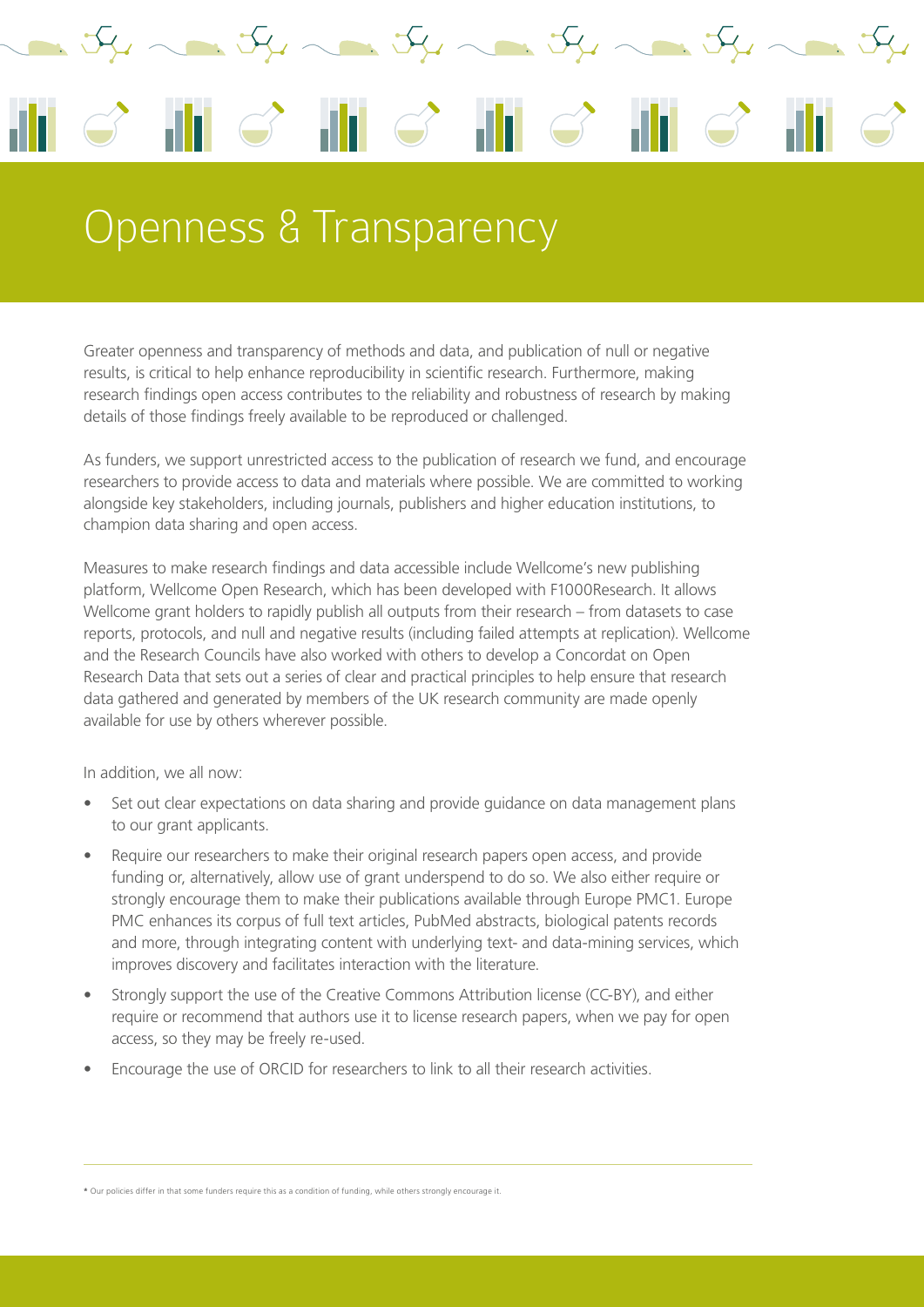# Openness & Transparency

Greater openness and transparency of methods and data, and publication of null or negative results, is critical to help enhance reproducibility in scientific research. Furthermore, making research findings open access contributes to the reliability and robustness of research by making details of those findings freely available to be reproduced or challenged.

As funders, we support unrestricted access to the publication of research we fund, and encourage researchers to provide access to data and materials where possible. We are committed to working alongside key stakeholders, including journals, publishers and higher education institutions, to champion data sharing and open access.

Measures to make research findings and data accessible include Wellcome's new publishing platform, Wellcome Open Research, which has been developed with F1000Research. It allows Wellcome grant holders to rapidly publish all outputs from their research – from datasets to case reports, protocols, and null and negative results (including failed attempts at replication). Wellcome and the Research Councils have also worked with others to develop a Concordat on Open Research Data that sets out a series of clear and practical principles to help ensure that research data gathered and generated by members of the UK research community are made openly available for use by others wherever possible.

In addition, we all now:

- Set out clear expectations on data sharing and provide guidance on data management plans to our grant applicants.
- Require our researchers to make their original research papers open access, and provide funding or, alternatively, allow use of grant underspend to do so. We also either require or strongly encourage them to make their publications available through Europe PMC1. Europe PMC enhances its corpus of full text articles, PubMed abstracts, biological patents records and more, through integrating content with underlying text- and data-mining services, which improves discovery and facilitates interaction with the literature.
- Strongly support the use of the Creative Commons Attribution license (CC-BY), and either require or recommend that authors use it to license research papers, when we pay for open access, so they may be freely re-used.
- Encourage the use of ORCID for researchers to link to all their research activities.

---

* Our policies differ in that some funders require this as a condition of funding, while others strongly encourage it.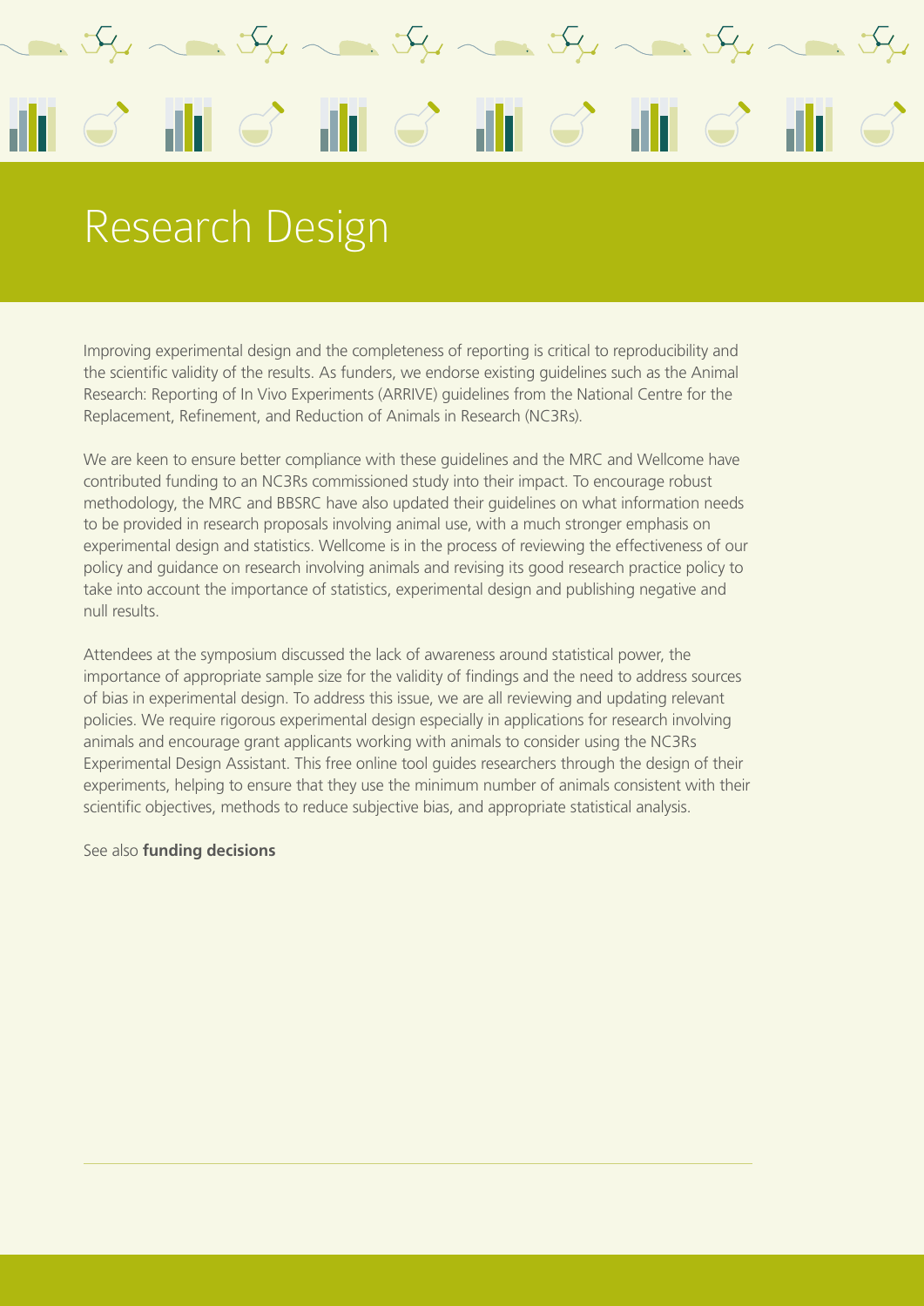# Research Design

Improving experimental design and the completeness of reporting is critical to reproducibility and the scientific validity of the results. As funders, we endorse existing guidelines such as the Animal Research: Reporting of In Vivo Experiments (ARRIVE) guidelines from the National Centre for the Replacement, Refinement, and Reduction of Animals in Research (NC3Rs).

We are keen to ensure better compliance with these guidelines and the MRC and Wellcome have contributed funding to an NC3Rs commissioned study into their impact. To encourage robust methodology, the MRC and BBSRC have also updated their guidelines on what information needs to be provided in research proposals involving animal use, with a much stronger emphasis on experimental design and statistics. Wellcome is in the process of reviewing the effectiveness of our policy and guidance on research involving animals and revising its good research practice policy to take into account the importance of statistics, experimental design and publishing negative and null results.

Attendees at the symposium discussed the lack of awareness around statistical power, the importance of appropriate sample size for the validity of findings and the need to address sources of bias in experimental design. To address this issue, we are all reviewing and updating relevant policies. We require rigorous experimental design especially in applications for research involving animals and encourage grant applicants working with animals to consider using the NC3Rs Experimental Design Assistant. This free online tool guides researchers through the design of their experiments, helping to ensure that they use the minimum number of animals consistent with their scientific objectives, methods to reduce subjective bias, and appropriate statistical analysis.

See also **funding decisions**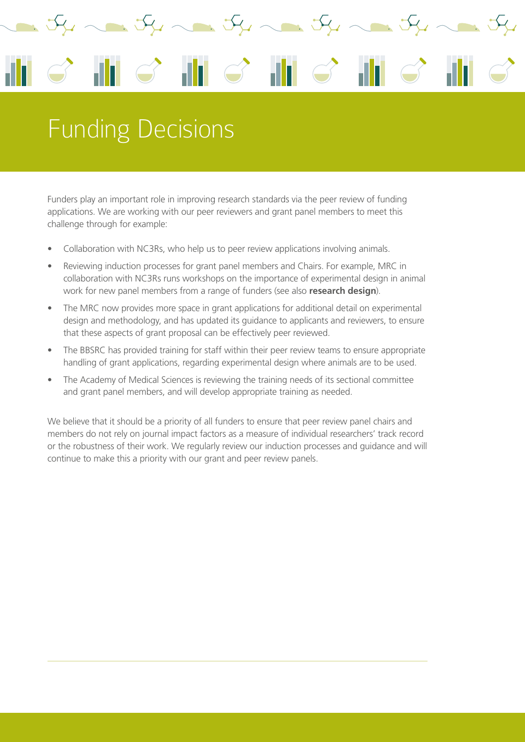# Funding Decisions

Funders play an important role in improving research standards via the peer review of funding applications. We are working with our peer reviewers and grant panel members to meet this challenge through for example:

- Collaboration with NC3Rs, who help us to peer review applications involving animals.
- Reviewing induction processes for grant panel members and Chairs. For example, MRC in collaboration with NC3Rs runs workshops on the importance of experimental design in animal work for new panel members from a range of funders (see also **research design**).
- The MRC now provides more space in grant applications for additional detail on experimental design and methodology, and has updated its guidance to applicants and reviewers, to ensure that these aspects of grant proposal can be effectively peer reviewed.
- The BBSRC has provided training for staff within their peer review teams to ensure appropriate handling of grant applications, regarding experimental design where animals are to be used.
- The Academy of Medical Sciences is reviewing the training needs of its sectional committee and grant panel members, and will develop appropriate training as needed.

We believe that it should be a priority of all funders to ensure that peer review panel chairs and members do not rely on journal impact factors as a measure of individual researchers' track record or the robustness of their work. We regularly review our induction processes and guidance and will continue to make this a priority with our grant and peer review panels.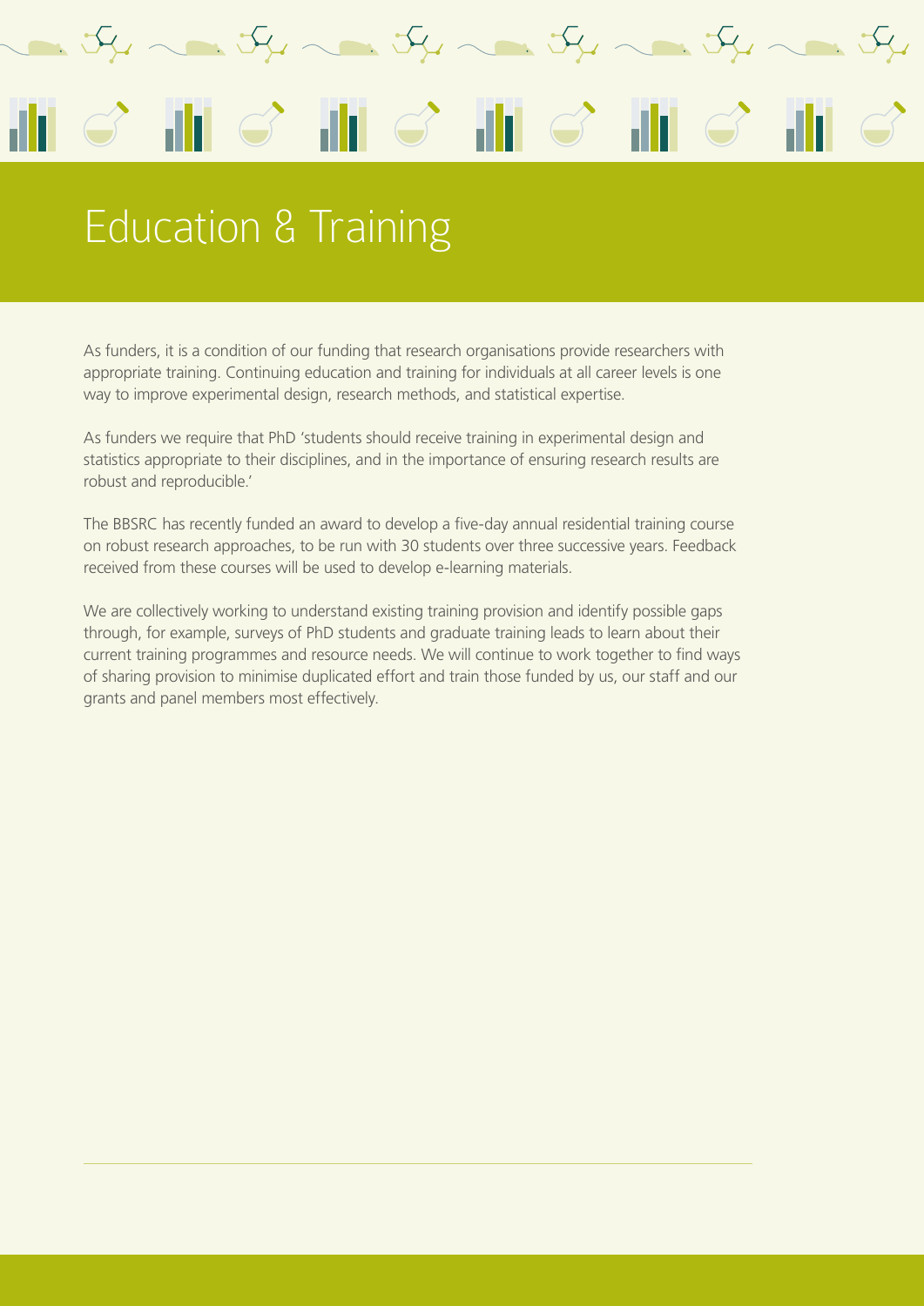# Education & Training

As funders, it is a condition of our funding that research organisations provide researchers with appropriate training. Continuing education and training for individuals at all career levels is one way to improve experimental design, research methods, and statistical expertise.

As funders we require that PhD 'students should receive training in experimental design and statistics appropriate to their disciplines, and in the importance of ensuring research results are robust and reproducible.'

The BBSRC has recently funded an award to develop a five-day annual residential training course on robust research approaches, to be run with 30 students over three successive years. Feedback received from these courses will be used to develop e-learning materials.

We are collectively working to understand existing training provision and identify possible gaps through, for example, surveys of PhD students and graduate training leads to learn about their current training programmes and resource needs. We will continue to work together to find ways of sharing provision to minimise duplicated effort and train those funded by us, our staff and our grants and panel members most effectively.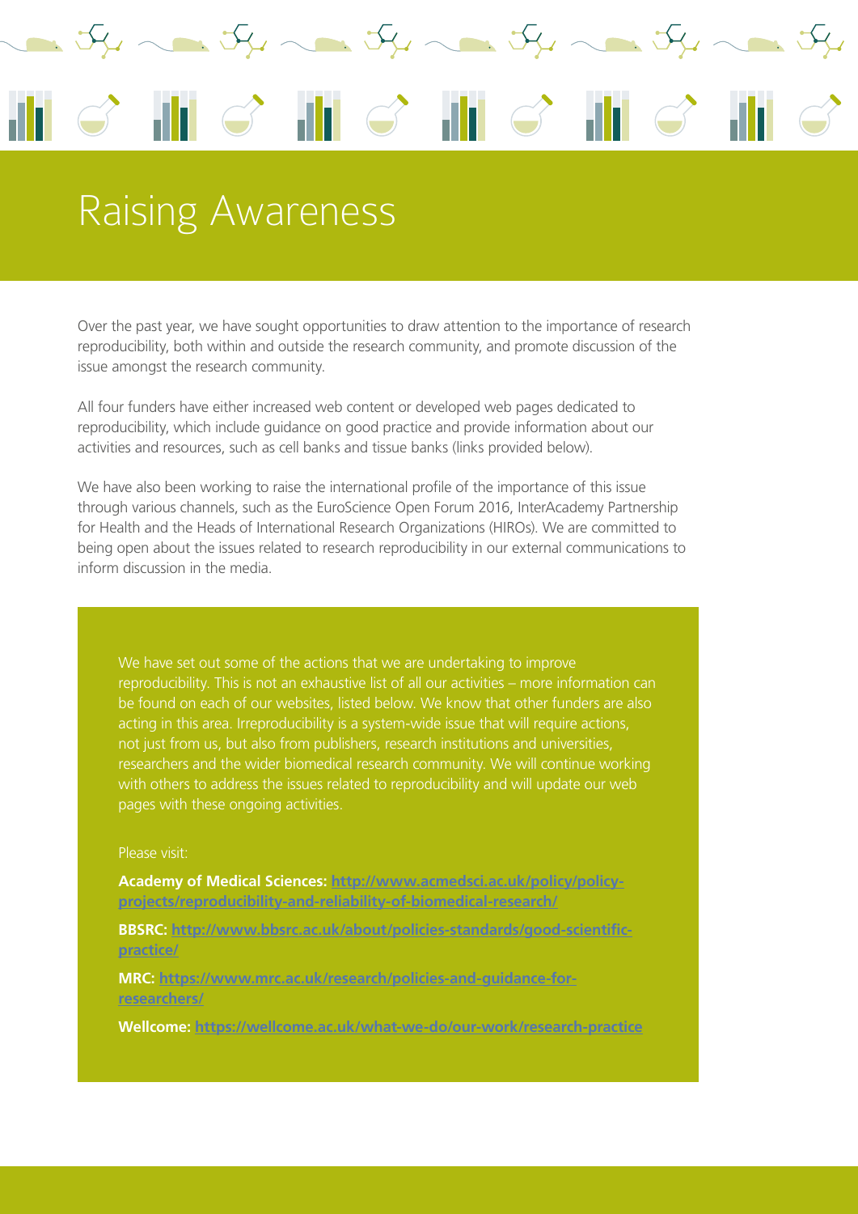# Raising Awareness

Over the past year, we have sought opportunities to draw attention to the importance of research reproducibility, both within and outside the research community, and promote discussion of the issue amongst the research community.

All four funders have either increased web content or developed web pages dedicated to reproducibility, which include guidance on good practice and provide information about our activities and resources, such as cell banks and tissue banks (links provided below).

We have also been working to raise the international profile of the importance of this issue through various channels, such as the EuroScience Open Forum 2016, InterAcademy Partnership for Health and the Heads of International Research Organizations (HIROs). We are committed to being open about the issues related to research reproducibility in our external communications to inform discussion in the media.

We have set out some of the actions that we are undertaking to improve reproducibility. This is not an exhaustive list of all our activities – more information can be found on each of our websites, listed below. We know that other funders are also acting in this area. Irreproducibility is a system-wide issue that will require actions, not just from us, but also from publishers, research institutions and universities, researchers and the wider biomedical research community. We will continue working with others to address the issues related to reproducibility and will update our web pages with these ongoing activities.

Please visit:

**Academy of Medical Sciences:** http://www.acmedsci.ac.uk/policy/policy-projects/reproducibility-and-reliability-of-biomedical-research/

**BBSRC:** http://www.bbsrc.ac.uk/about/policies-standards/good-scientific-practice/

**MRC:** https://www.mrc.ac.uk/research/policies-and-guidance-for-researchers/

**Wellcome:** https://wellcome.ac.uk/what-we-do/our-work/research-practice